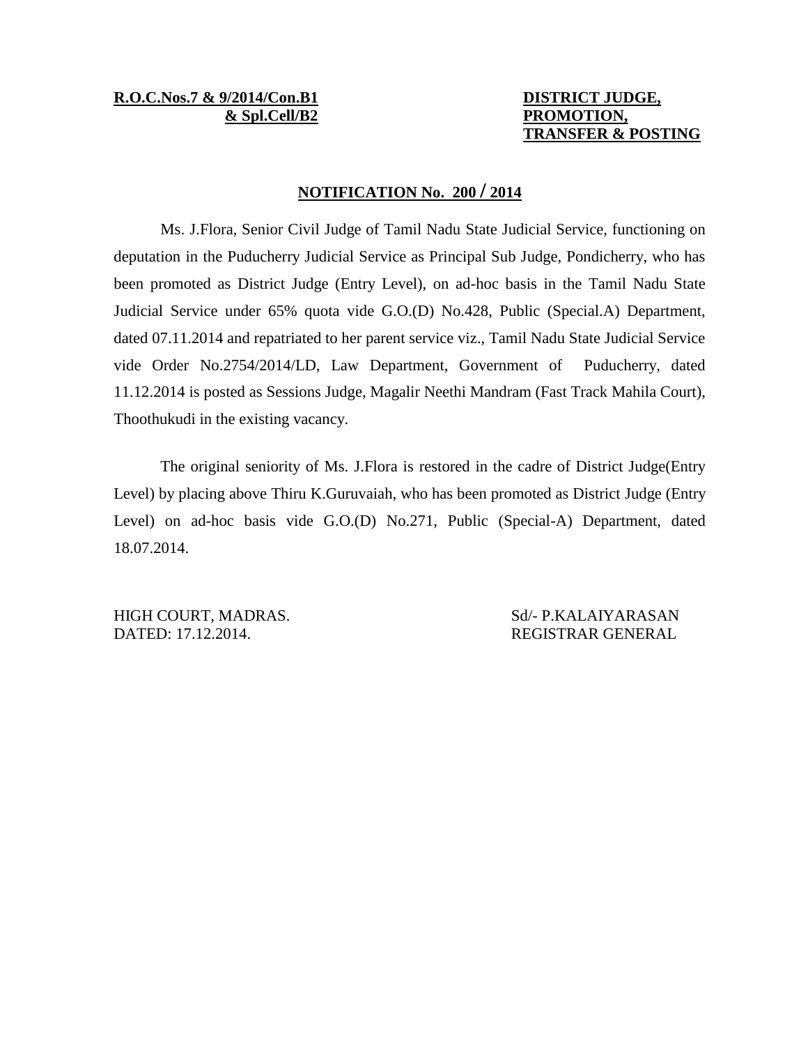**R.O.C.Nos.7 & 9/2014/Con.B1**
**& Spl.Cell/B2**

**DISTRICT JUDGE,**
**PROMOTION,**
**TRANSFER & POSTING**

## NOTIFICATION No. 200 / 2014

Ms. J.Flora, Senior Civil Judge of Tamil Nadu State Judicial Service, functioning on deputation in the Puducherry Judicial Service as Principal Sub Judge, Pondicherry, who has been promoted as District Judge (Entry Level), on ad-hoc basis in the Tamil Nadu State Judicial Service under 65% quota vide G.O.(D) No.428, Public (Special.A) Department, dated 07.11.2014 and repatriated to her parent service viz., Tamil Nadu State Judicial Service vide Order No.2754/2014/LD, Law Department, Government of Puducherry, dated 11.12.2014 is posted as Sessions Judge, Magalir Neethi Mandram (Fast Track Mahila Court), Thoothukudi in the existing vacancy.

The original seniority of Ms. J.Flora is restored in the cadre of District Judge(Entry Level) by placing above Thiru K.Guruvaiah, who has been promoted as District Judge (Entry Level) on ad-hoc basis vide G.O.(D) No.271, Public (Special-A) Department, dated 18.07.2014.

HIGH COURT, MADRAS.
DATED: 17.12.2014.

Sd/- P.KALAIYARASAN
REGISTRAR GENERAL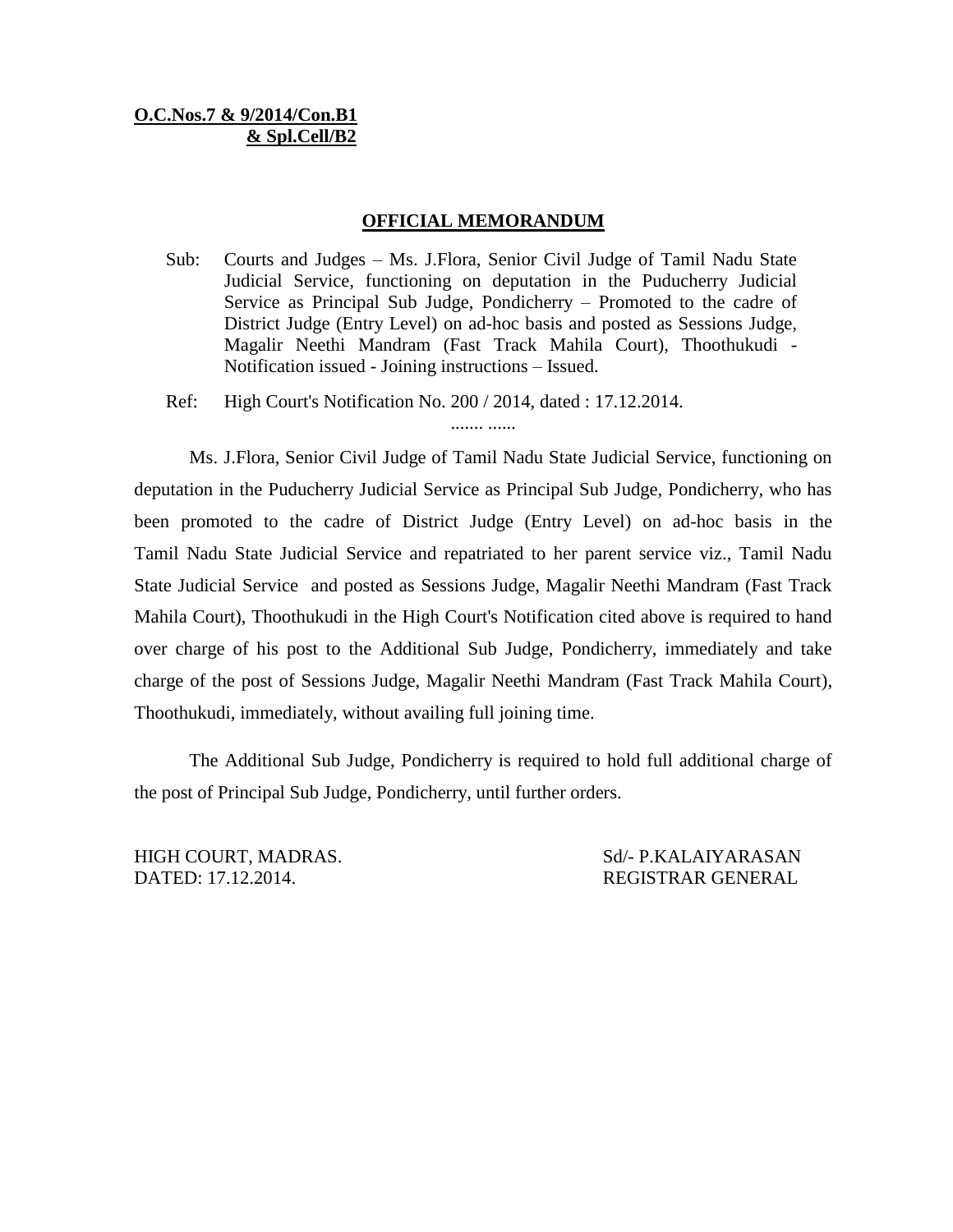**O.C.Nos.7 & 9/2014/Con.B1**
**& Spl.Cell/B2**

## OFFICIAL MEMORANDUM

Sub: Courts and Judges – Ms. J.Flora, Senior Civil Judge of Tamil Nadu State Judicial Service, functioning on deputation in the Puducherry Judicial Service as Principal Sub Judge, Pondicherry – Promoted to the cadre of District Judge (Entry Level) on ad-hoc basis and posted as Sessions Judge, Magalir Neethi Mandram (Fast Track Mahila Court), Thoothukudi - Notification issued - Joining instructions – Issued.

Ref: High Court's Notification No. 200 / 2014, dated : 17.12.2014.

....... ......

Ms. J.Flora, Senior Civil Judge of Tamil Nadu State Judicial Service, functioning on deputation in the Puducherry Judicial Service as Principal Sub Judge, Pondicherry, who has been promoted to the cadre of District Judge (Entry Level) on ad-hoc basis in the Tamil Nadu State Judicial Service and repatriated to her parent service viz., Tamil Nadu State Judicial Service and posted as Sessions Judge, Magalir Neethi Mandram (Fast Track Mahila Court), Thoothukudi in the High Court's Notification cited above is required to hand over charge of his post to the Additional Sub Judge, Pondicherry, immediately and take charge of the post of Sessions Judge, Magalir Neethi Mandram (Fast Track Mahila Court), Thoothukudi, immediately, without availing full joining time.

The Additional Sub Judge, Pondicherry is required to hold full additional charge of the post of Principal Sub Judge, Pondicherry, until further orders.

HIGH COURT, MADRAS.
DATED: 17.12.2014.

Sd/- P.KALAIYARASAN
REGISTRAR GENERAL